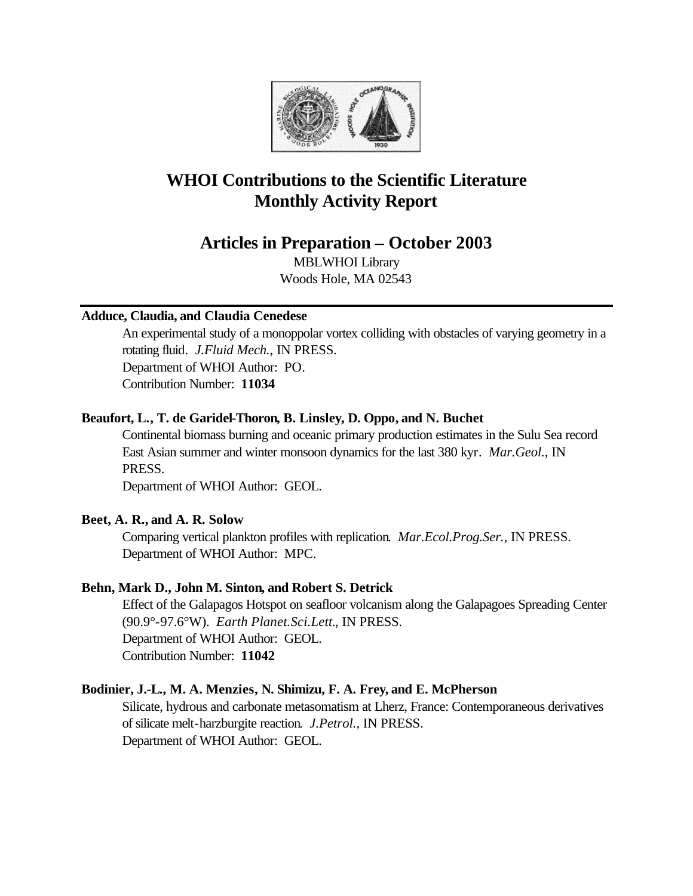# WHOI Contributions to the Scientific Literature
# Monthly Activity Report

## Articles in Preparation – October 2003

MBLWHOI Library
Woods Hole, MA 02543

---

**Adduce, Claudia, and Claudia Cenedese**

An experimental study of a monoppolar vortex colliding with obstacles of varying geometry in a rotating fluid. *J.Fluid Mech.*, IN PRESS.
Department of WHOI Author: PO.
Contribution Number: **11034**

**Beaufort, L., T. de Garidel-Thoron, B. Linsley, D. Oppo, and N. Buchet**

Continental biomass burning and oceanic primary production estimates in the Sulu Sea record East Asian summer and winter monsoon dynamics for the last 380 kyr. *Mar.Geol.*, IN PRESS.
Department of WHOI Author: GEOL.

**Beet, A. R., and A. R. Solow**

Comparing vertical plankton profiles with replication. *Mar.Ecol.Prog.Ser.*, IN PRESS.
Department of WHOI Author: MPC.

**Behn, Mark D., John M. Sinton, and Robert S. Detrick**

Effect of the Galapagos Hotspot on seafloor volcanism along the Galapagoes Spreading Center (90.9°-97.6°W). *Earth Planet.Sci.Lett.*, IN PRESS.
Department of WHOI Author: GEOL.
Contribution Number: **11042**

**Bodinier, J.-L., M. A. Menzies, N. Shimizu, F. A. Frey, and E. McPherson**

Silicate, hydrous and carbonate metasomatism at Lherz, France: Contemporaneous derivatives of silicate melt-harzburgite reaction. *J.Petrol.*, IN PRESS.
Department of WHOI Author: GEOL.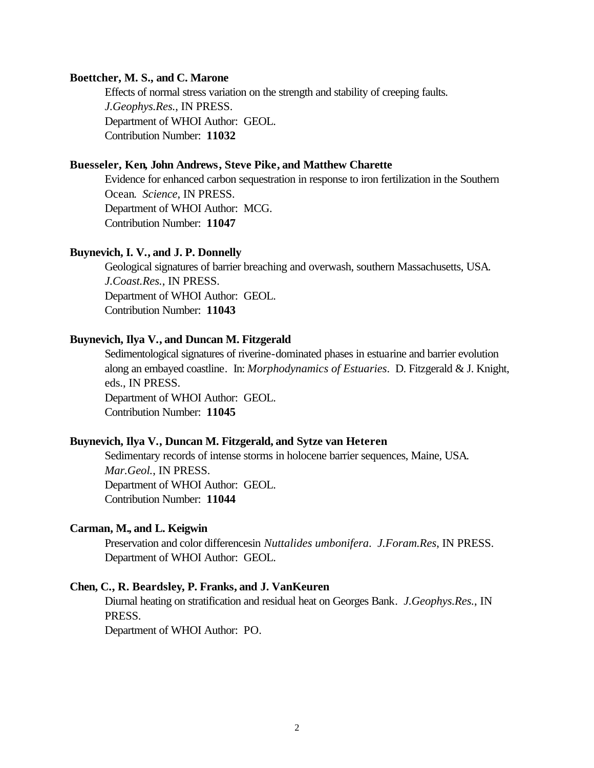**Boettcher, M. S., and C. Marone**

Effects of normal stress variation on the strength and stability of creeping faults. *J.Geophys.Res.*, IN PRESS.
Department of WHOI Author: GEOL.
Contribution Number: **11032**

**Buesseler, Ken, John Andrews, Steve Pike, and Matthew Charette**

Evidence for enhanced carbon sequestration in response to iron fertilization in the Southern Ocean. *Science*, IN PRESS.
Department of WHOI Author: MCG.
Contribution Number: **11047**

**Buynevich, I. V., and J. P. Donnelly**

Geological signatures of barrier breaching and overwash, southern Massachusetts, USA. *J.Coast.Res.*, IN PRESS.
Department of WHOI Author: GEOL.
Contribution Number: **11043**

**Buynevich, Ilya V., and Duncan M. Fitzgerald**

Sedimentological signatures of riverine-dominated phases in estuarine and barrier evolution along an embayed coastline. In: *Morphodynamics of Estuaries*. D. Fitzgerald & J. Knight, eds., IN PRESS.
Department of WHOI Author: GEOL.
Contribution Number: **11045**

**Buynevich, Ilya V., Duncan M. Fitzgerald, and Sytze van Heteren**

Sedimentary records of intense storms in holocene barrier sequences, Maine, USA. *Mar.Geol.*, IN PRESS.
Department of WHOI Author: GEOL.
Contribution Number: **11044**

**Carman, M., and L. Keigwin**

Preservation and color differencesin *Nuttalides umbonifera*. *J.Foram.Res*, IN PRESS.
Department of WHOI Author: GEOL.

**Chen, C., R. Beardsley, P. Franks, and J. VanKeuren**

Diurnal heating on stratification and residual heat on Georges Bank. *J.Geophys.Res.*, IN PRESS.
Department of WHOI Author: PO.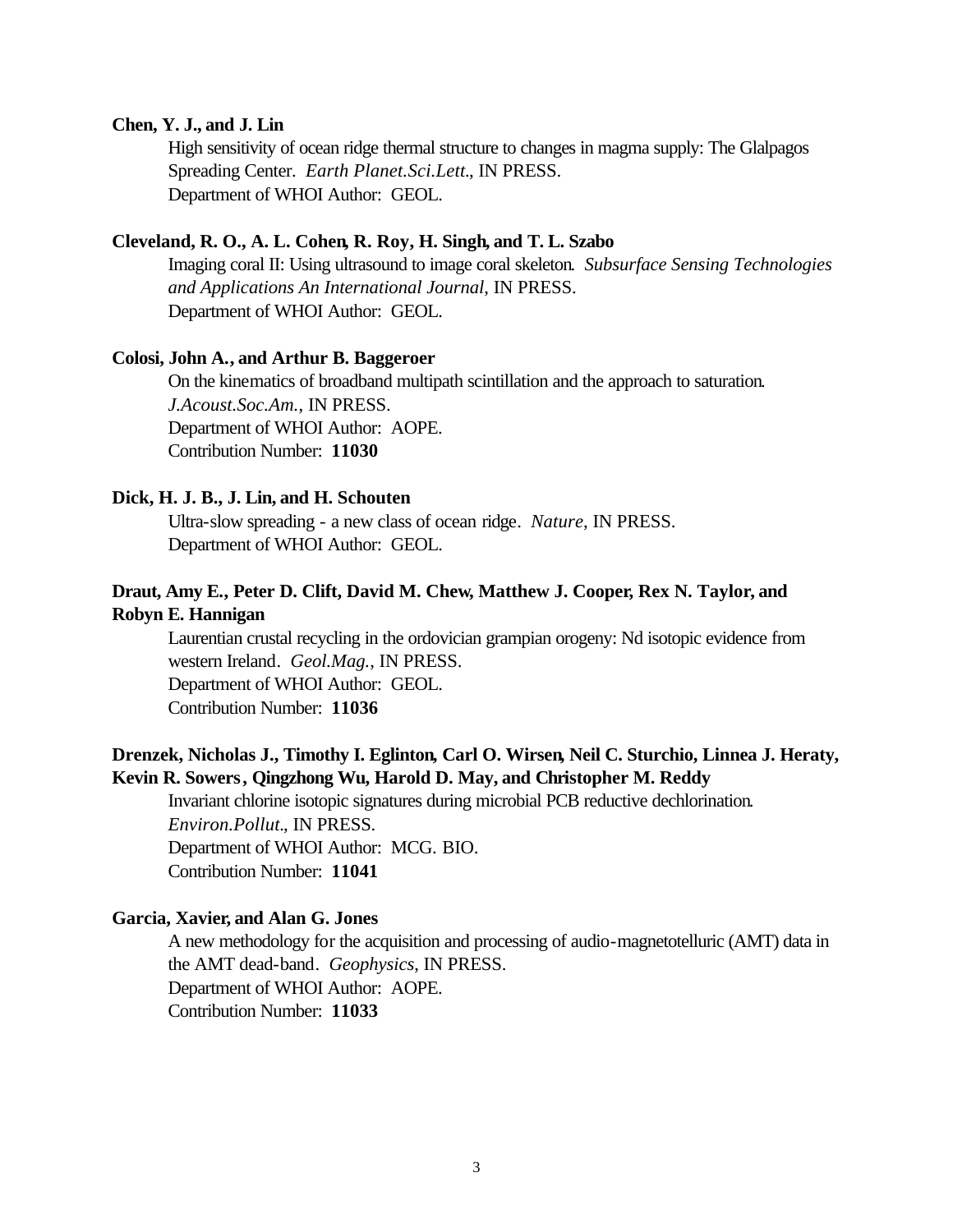**Chen, Y. J., and J. Lin**

High sensitivity of ocean ridge thermal structure to changes in magma supply: The Glalpagos Spreading Center. *Earth Planet.Sci.Lett.*, IN PRESS.
Department of WHOI Author: GEOL.

**Cleveland, R. O., A. L. Cohen, R. Roy, H. Singh, and T. L. Szabo**

Imaging coral II: Using ultrasound to image coral skeleton. *Subsurface Sensing Technologies and Applications An International Journal*, IN PRESS.
Department of WHOI Author: GEOL.

**Colosi, John A., and Arthur B. Baggeroer**

On the kinematics of broadband multipath scintillation and the approach to saturation. *J.Acoust.Soc.Am.*, IN PRESS.
Department of WHOI Author: AOPE.
Contribution Number: **11030**

**Dick, H. J. B., J. Lin, and H. Schouten**

Ultra-slow spreading - a new class of ocean ridge. *Nature*, IN PRESS.
Department of WHOI Author: GEOL.

**Draut, Amy E., Peter D. Clift, David M. Chew, Matthew J. Cooper, Rex N. Taylor, and Robyn E. Hannigan**

Laurentian crustal recycling in the ordovician grampian orogeny: Nd isotopic evidence from western Ireland. *Geol.Mag.*, IN PRESS.
Department of WHOI Author: GEOL.
Contribution Number: **11036**

**Drenzek, Nicholas J., Timothy I. Eglinton, Carl O. Wirsen, Neil C. Sturchio, Linnea J. Heraty, Kevin R. Sowers, Qingzhong Wu, Harold D. May, and Christopher M. Reddy**

Invariant chlorine isotopic signatures during microbial PCB reductive dechlorination. *Environ.Pollut.*, IN PRESS.
Department of WHOI Author: MCG. BIO.
Contribution Number: **11041**

**Garcia, Xavier, and Alan G. Jones**

A new methodology for the acquisition and processing of audio-magnetotelluric (AMT) data in the AMT dead-band. *Geophysics*, IN PRESS.
Department of WHOI Author: AOPE.
Contribution Number: **11033**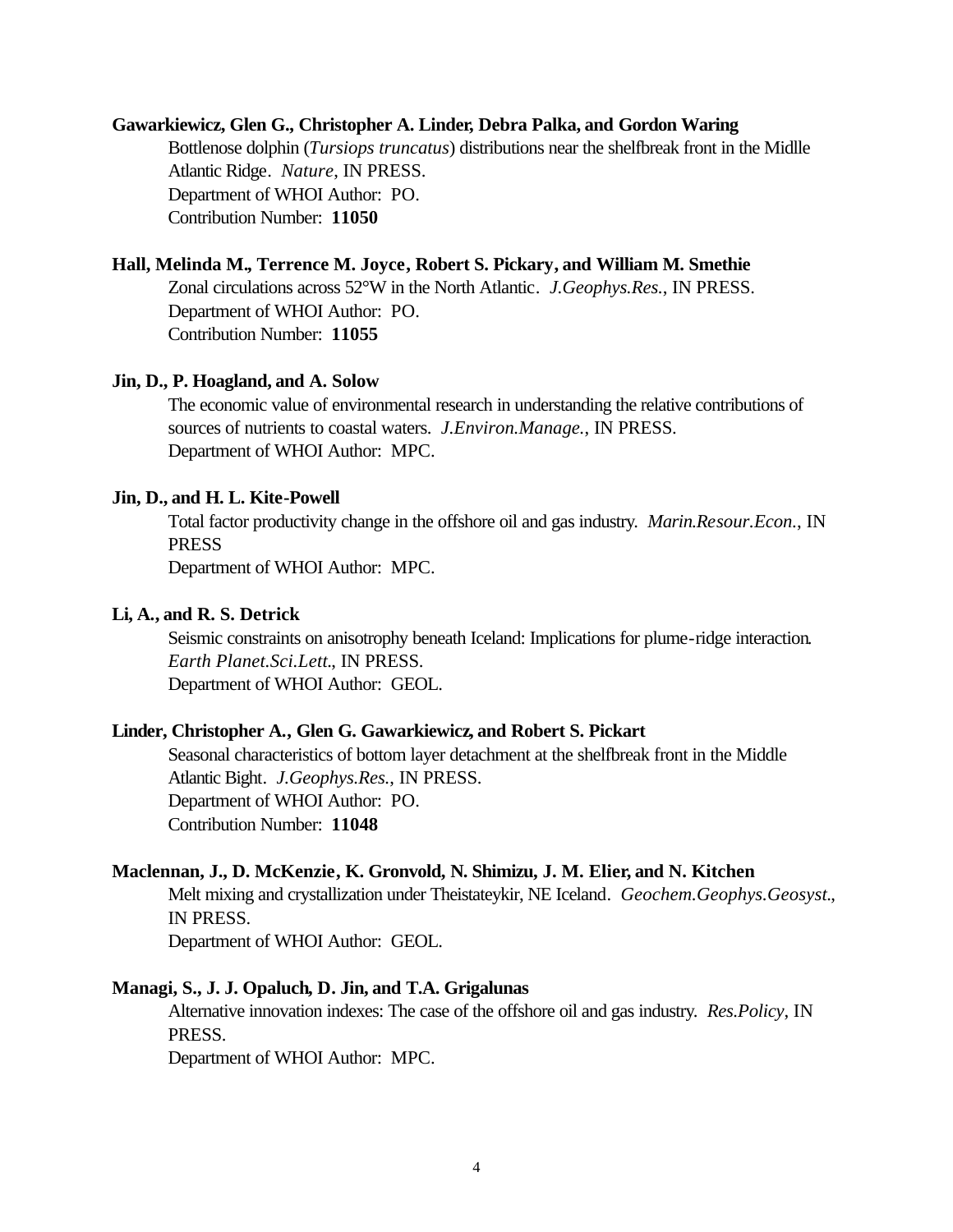**Gawarkiewicz, Glen G., Christopher A. Linder, Debra Palka, and Gordon Waring**

Bottlenose dolphin (*Tursiops truncatus*) distributions near the shelfbreak front in the Midlle Atlantic Ridge. *Nature*, IN PRESS.
Department of WHOI Author: PO.
Contribution Number: **11050**

**Hall, Melinda M., Terrence M. Joyce, Robert S. Pickary, and William M. Smethie**

Zonal circulations across 52°W in the North Atlantic. *J.Geophys.Res.*, IN PRESS.
Department of WHOI Author: PO.
Contribution Number: **11055**

**Jin, D., P. Hoagland, and A. Solow**

The economic value of environmental research in understanding the relative contributions of sources of nutrients to coastal waters. *J.Environ.Manage.*, IN PRESS.
Department of WHOI Author: MPC.

**Jin, D., and H. L. Kite-Powell**

Total factor productivity change in the offshore oil and gas industry. *Marin.Resour.Econ.*, IN PRESS
Department of WHOI Author: MPC.

**Li, A., and R. S. Detrick**

Seismic constraints on anisotrophy beneath Iceland: Implications for plume-ridge interaction. *Earth Planet.Sci.Lett.*, IN PRESS.
Department of WHOI Author: GEOL.

**Linder, Christopher A., Glen G. Gawarkiewicz, and Robert S. Pickart**

Seasonal characteristics of bottom layer detachment at the shelfbreak front in the Middle Atlantic Bight. *J.Geophys.Res.*, IN PRESS.
Department of WHOI Author: PO.
Contribution Number: **11048**

**Maclennan, J., D. McKenzie, K. Gronvold, N. Shimizu, J. M. Elier, and N. Kitchen**

Melt mixing and crystallization under Theistateykir, NE Iceland. *Geochem.Geophys.Geosyst.*, IN PRESS.
Department of WHOI Author: GEOL.

**Managi, S., J. J. Opaluch, D. Jin, and T.A. Grigalunas**

Alternative innovation indexes: The case of the offshore oil and gas industry. *Res.Policy*, IN PRESS.
Department of WHOI Author: MPC.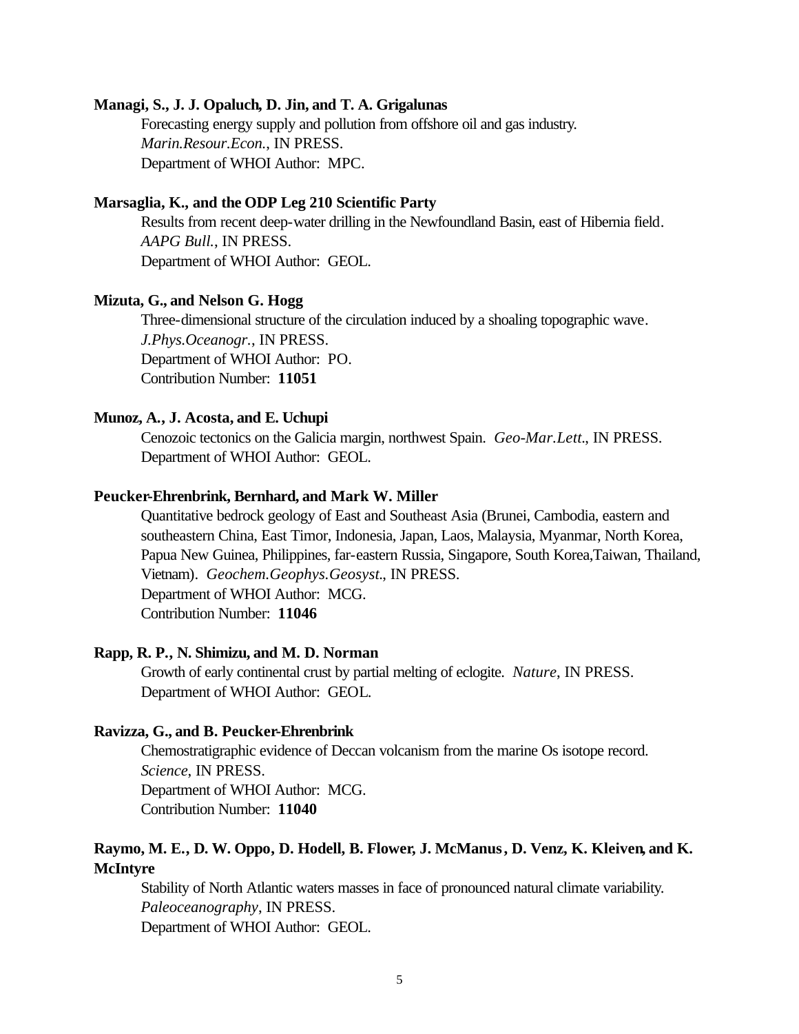**Managi, S., J. J. Opaluch, D. Jin, and T. A. Grigalunas**

Forecasting energy supply and pollution from offshore oil and gas industry.
*Marin.Resour.Econ.*, IN PRESS.
Department of WHOI Author: MPC.

**Marsaglia, K., and the ODP Leg 210 Scientific Party**

Results from recent deep-water drilling in the Newfoundland Basin, east of Hibernia field.
*AAPG Bull.*, IN PRESS.
Department of WHOI Author: GEOL.

**Mizuta, G., and Nelson G. Hogg**

Three-dimensional structure of the circulation induced by a shoaling topographic wave.
*J.Phys.Oceanogr.*, IN PRESS.
Department of WHOI Author: PO.
Contribution Number: **11051**

**Munoz, A., J. Acosta, and E. Uchupi**

Cenozoic tectonics on the Galicia margin, northwest Spain. *Geo-Mar.Lett.*, IN PRESS.
Department of WHOI Author: GEOL.

**Peucker-Ehrenbrink, Bernhard, and Mark W. Miller**

Quantitative bedrock geology of East and Southeast Asia (Brunei, Cambodia, eastern and southeastern China, East Timor, Indonesia, Japan, Laos, Malaysia, Myanmar, North Korea, Papua New Guinea, Philippines, far-eastern Russia, Singapore, South Korea,Taiwan, Thailand, Vietnam). *Geochem.Geophys.Geosyst.*, IN PRESS.
Department of WHOI Author: MCG.
Contribution Number: **11046**

**Rapp, R. P., N. Shimizu, and M. D. Norman**

Growth of early continental crust by partial melting of eclogite. *Nature*, IN PRESS.
Department of WHOI Author: GEOL.

**Ravizza, G., and B. Peucker-Ehrenbrink**

Chemostratigraphic evidence of Deccan volcanism from the marine Os isotope record.
*Science*, IN PRESS.
Department of WHOI Author: MCG.
Contribution Number: **11040**

**Raymo, M. E., D. W. Oppo, D. Hodell, B. Flower, J. McManus, D. Venz, K. Kleiven, and K. McIntyre**

Stability of North Atlantic waters masses in face of pronounced natural climate variability.
*Paleoceanography*, IN PRESS.
Department of WHOI Author: GEOL.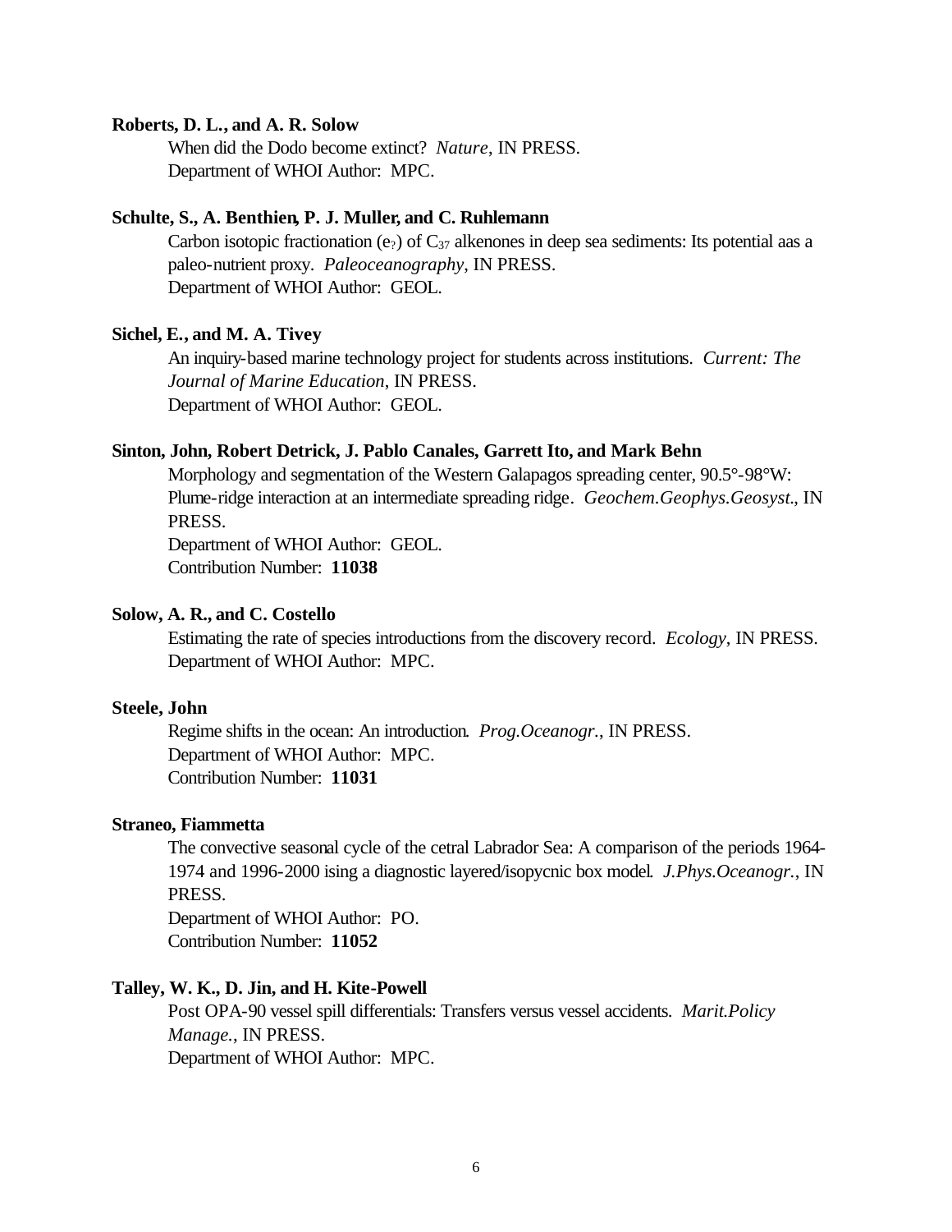**Roberts, D. L., and A. R. Solow**

When did the Dodo become extinct? *Nature*, IN PRESS.
Department of WHOI Author: MPC.

**Schulte, S., A. Benthien, P. J. Muller, and C. Ruhlemann**

Carbon isotopic fractionation (e?) of $C_{37}$ alkenones in deep sea sediments: Its potential aas a paleo-nutrient proxy. *Paleoceanography*, IN PRESS.
Department of WHOI Author: GEOL.

**Sichel, E., and M. A. Tivey**

An inquiry-based marine technology project for students across institutions. *Current: The Journal of Marine Education*, IN PRESS.
Department of WHOI Author: GEOL.

**Sinton, John, Robert Detrick, J. Pablo Canales, Garrett Ito, and Mark Behn**

Morphology and segmentation of the Western Galapagos spreading center, 90.5°-98°W: Plume-ridge interaction at an intermediate spreading ridge. *Geochem.Geophys.Geosyst.*, IN PRESS.
Department of WHOI Author: GEOL.
Contribution Number: **11038**

**Solow, A. R., and C. Costello**

Estimating the rate of species introductions from the discovery record. *Ecology*, IN PRESS.
Department of WHOI Author: MPC.

**Steele, John**

Regime shifts in the ocean: An introduction. *Prog.Oceanogr.*, IN PRESS.
Department of WHOI Author: MPC.
Contribution Number: **11031**

**Straneo, Fiammetta**

The convective seasonal cycle of the cetral Labrador Sea: A comparison of the periods 1964-1974 and 1996-2000 ising a diagnostic layered/isopycnic box model. *J.Phys.Oceanogr.*, IN PRESS.
Department of WHOI Author: PO.
Contribution Number: **11052**

**Talley, W. K., D. Jin, and H. Kite-Powell**

Post OPA-90 vessel spill differentials: Transfers versus vessel accidents. *Marit.Policy Manage.*, IN PRESS.
Department of WHOI Author: MPC.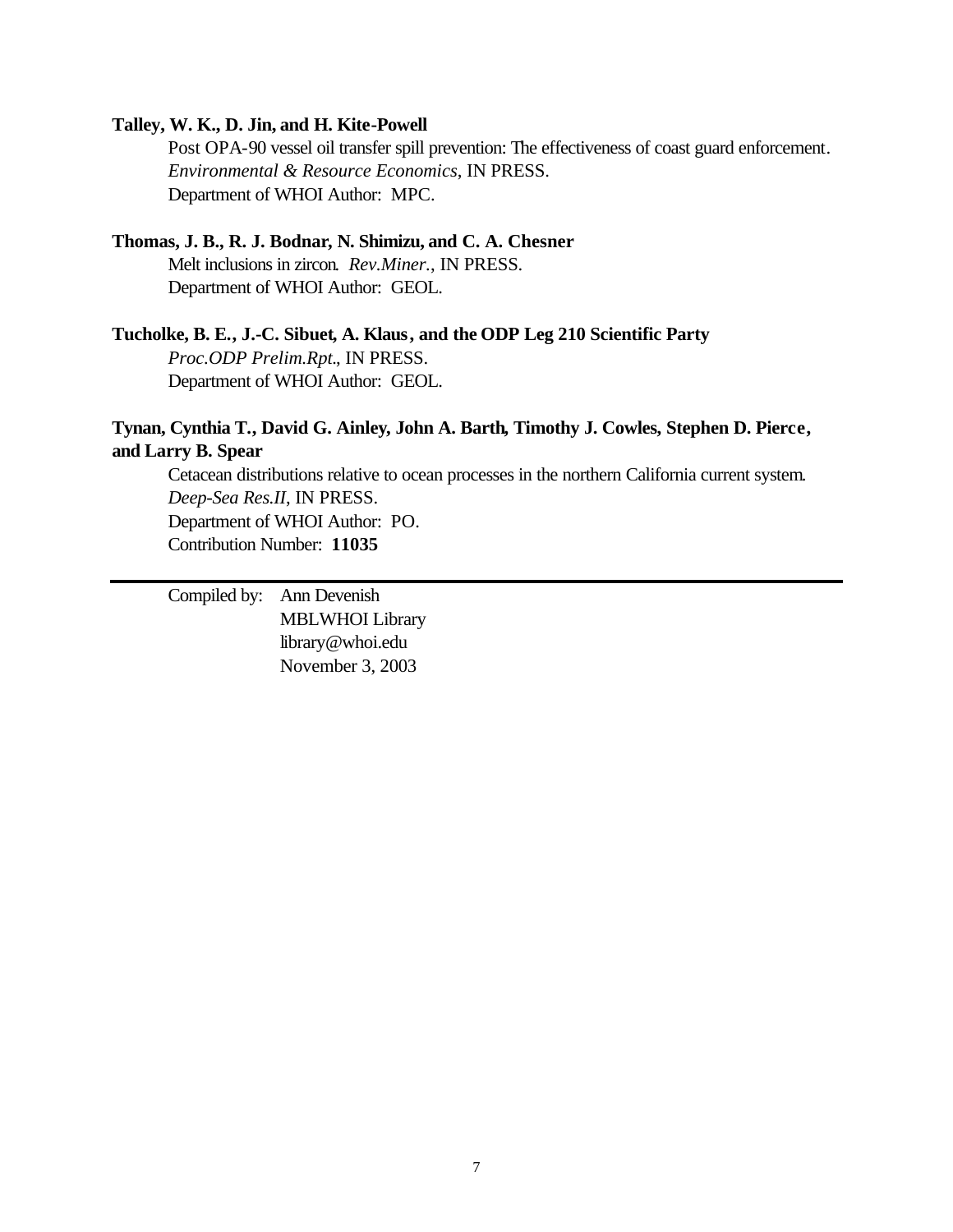**Talley, W. K., D. Jin, and H. Kite-Powell**

Post OPA-90 vessel oil transfer spill prevention: The effectiveness of coast guard enforcement. *Environmental & Resource Economics*, IN PRESS.
Department of WHOI Author: MPC.

**Thomas, J. B., R. J. Bodnar, N. Shimizu, and C. A. Chesner**

Melt inclusions in zircon. *Rev.Miner.*, IN PRESS.
Department of WHOI Author: GEOL.

**Tucholke, B. E., J.-C. Sibuet, A. Klaus, and the ODP Leg 210 Scientific Party**

*Proc.ODP Prelim.Rpt.*, IN PRESS.
Department of WHOI Author: GEOL.

**Tynan, Cynthia T., David G. Ainley, John A. Barth, Timothy J. Cowles, Stephen D. Pierce, and Larry B. Spear**

Cetacean distributions relative to ocean processes in the northern California current system. *Deep-Sea Res.II*, IN PRESS.
Department of WHOI Author: PO.
Contribution Number: **11035**

---

Compiled by: Ann Devenish
MBLWHOI Library
library@whoi.edu
November 3, 2003